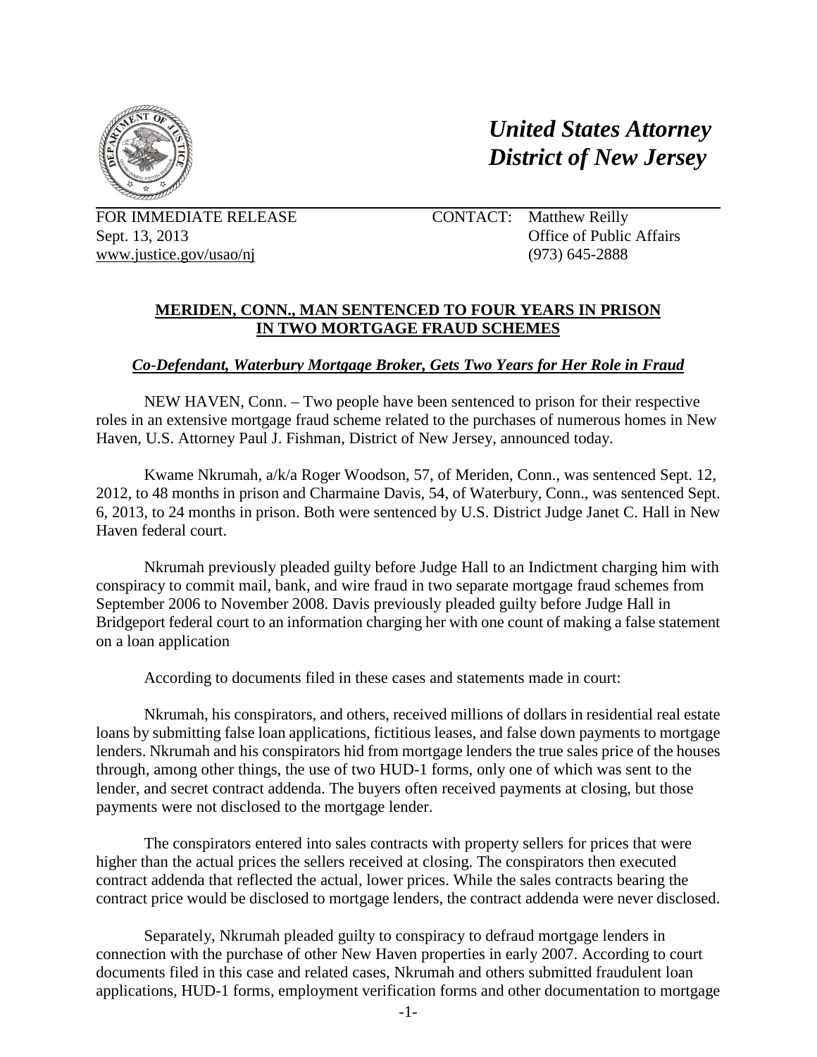# *United States Attorney*
# *District of New Jersey*

FOR IMMEDIATE RELEASE
Sept. 13, 2013
www.justice.gov/usao/nj

CONTACT: Matthew Reilly
Office of Public Affairs
(973) 645-2888

## MERIDEN, CONN., MAN SENTENCED TO FOUR YEARS IN PRISON IN TWO MORTGAGE FRAUD SCHEMES

### *Co-Defendant, Waterbury Mortgage Broker, Gets Two Years for Her Role in Fraud*

NEW HAVEN, Conn. – Two people have been sentenced to prison for their respective roles in an extensive mortgage fraud scheme related to the purchases of numerous homes in New Haven, U.S. Attorney Paul J. Fishman, District of New Jersey, announced today.

Kwame Nkrumah, a/k/a Roger Woodson, 57, of Meriden, Conn., was sentenced Sept. 12, 2012, to 48 months in prison and Charmaine Davis, 54, of Waterbury, Conn., was sentenced Sept. 6, 2013, to 24 months in prison. Both were sentenced by U.S. District Judge Janet C. Hall in New Haven federal court.

Nkrumah previously pleaded guilty before Judge Hall to an Indictment charging him with conspiracy to commit mail, bank, and wire fraud in two separate mortgage fraud schemes from September 2006 to November 2008. Davis previously pleaded guilty before Judge Hall in Bridgeport federal court to an information charging her with one count of making a false statement on a loan application

According to documents filed in these cases and statements made in court:

Nkrumah, his conspirators, and others, received millions of dollars in residential real estate loans by submitting false loan applications, fictitious leases, and false down payments to mortgage lenders. Nkrumah and his conspirators hid from mortgage lenders the true sales price of the houses through, among other things, the use of two HUD-1 forms, only one of which was sent to the lender, and secret contract addenda. The buyers often received payments at closing, but those payments were not disclosed to the mortgage lender.

The conspirators entered into sales contracts with property sellers for prices that were higher than the actual prices the sellers received at closing. The conspirators then executed contract addenda that reflected the actual, lower prices. While the sales contracts bearing the contract price would be disclosed to mortgage lenders, the contract addenda were never disclosed.

Separately, Nkrumah pleaded guilty to conspiracy to defraud mortgage lenders in connection with the purchase of other New Haven properties in early 2007. According to court documents filed in this case and related cases, Nkrumah and others submitted fraudulent loan applications, HUD-1 forms, employment verification forms and other documentation to mortgage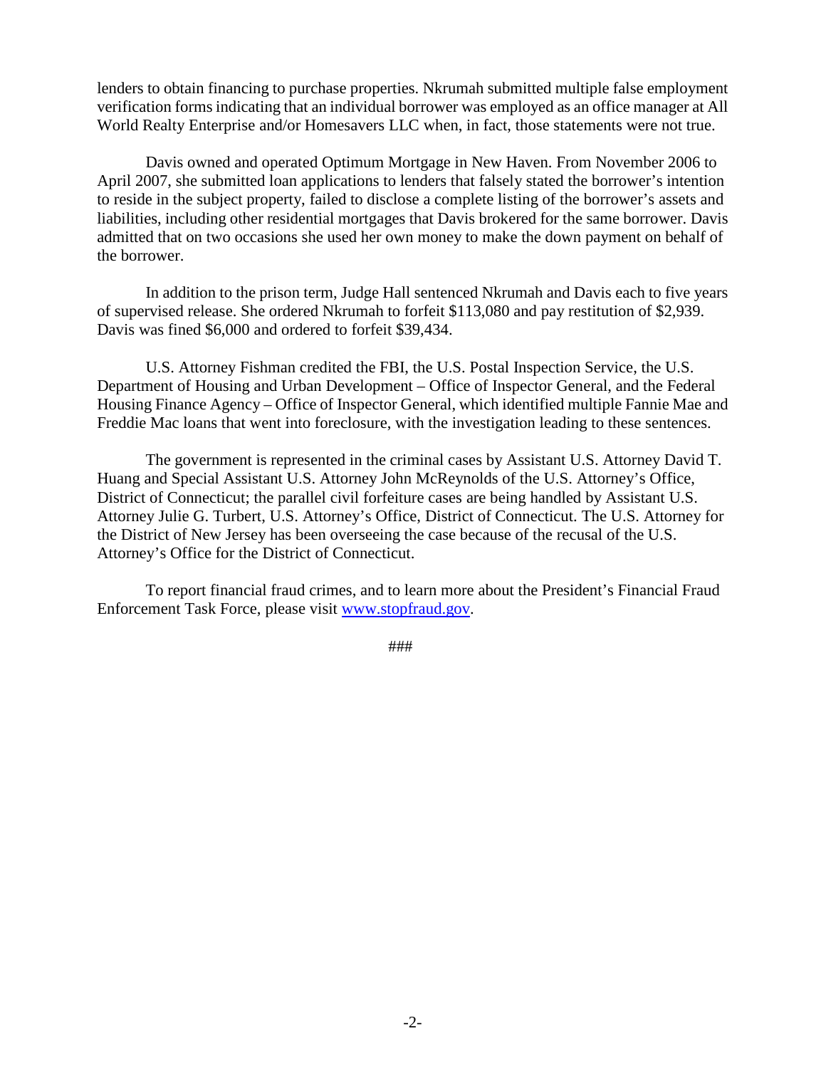lenders to obtain financing to purchase properties. Nkrumah submitted multiple false employment verification forms indicating that an individual borrower was employed as an office manager at All World Realty Enterprise and/or Homesavers LLC when, in fact, those statements were not true.

Davis owned and operated Optimum Mortgage in New Haven. From November 2006 to April 2007, she submitted loan applications to lenders that falsely stated the borrower's intention to reside in the subject property, failed to disclose a complete listing of the borrower's assets and liabilities, including other residential mortgages that Davis brokered for the same borrower. Davis admitted that on two occasions she used her own money to make the down payment on behalf of the borrower.

In addition to the prison term, Judge Hall sentenced Nkrumah and Davis each to five years of supervised release. She ordered Nkrumah to forfeit $113,080 and pay restitution of $2,939. Davis was fined $6,000 and ordered to forfeit $39,434.

U.S. Attorney Fishman credited the FBI, the U.S. Postal Inspection Service, the U.S. Department of Housing and Urban Development – Office of Inspector General, and the Federal Housing Finance Agency – Office of Inspector General, which identified multiple Fannie Mae and Freddie Mac loans that went into foreclosure, with the investigation leading to these sentences.

The government is represented in the criminal cases by Assistant U.S. Attorney David T. Huang and Special Assistant U.S. Attorney John McReynolds of the U.S. Attorney's Office, District of Connecticut; the parallel civil forfeiture cases are being handled by Assistant U.S. Attorney Julie G. Turbert, U.S. Attorney's Office, District of Connecticut. The U.S. Attorney for the District of New Jersey has been overseeing the case because of the recusal of the U.S. Attorney's Office for the District of Connecticut.

To report financial fraud crimes, and to learn more about the President's Financial Fraud Enforcement Task Force, please visit www.stopfraud.gov.

###